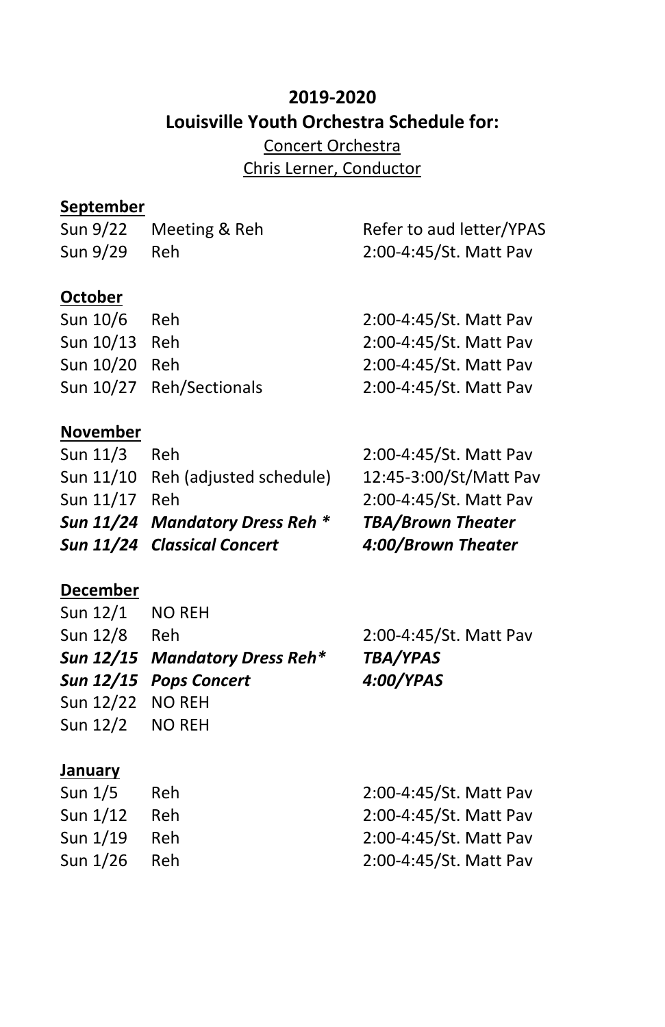**2019-2020**

**Louisville Youth Orchestra Schedule for:**

Concert Orchestra

Chris Lerner, Conductor

**September**

| | | |
|---|---|---|
| Sun 9/22 | Meeting & Reh | Refer to aud letter/YPAS |
| Sun 9/29 | Reh | 2:00-4:45/St. Matt Pav |

**October**

| | | |
|---|---|---|
| Sun 10/6 | Reh | 2:00-4:45/St. Matt Pav |
| Sun 10/13 | Reh | 2:00-4:45/St. Matt Pav |
| Sun 10/20 | Reh | 2:00-4:45/St. Matt Pav |
| Sun 10/27 | Reh/Sectionals | 2:00-4:45/St. Matt Pav |

**November**

| | | |
|---|---|---|
| Sun 11/3 | Reh | 2:00-4:45/St. Matt Pav |
| Sun 11/10 | Reh (adjusted schedule) | 12:45-3:00/St/Matt Pav |
| Sun 11/17 | Reh | 2:00-4:45/St. Matt Pav |
| ***Sun 11/24*** | ***Mandatory Dress Reh **** | ***TBA/Brown Theater*** |
| ***Sun 11/24*** | ***Classical Concert*** | ***4:00/Brown Theater*** |

**December**

| | | |
|---|---|---|
| Sun 12/1 | NO REH | |
| Sun 12/8 | Reh | 2:00-4:45/St. Matt Pav |
| ***Sun 12/15*** | ***Mandatory Dress Reh**** | ***TBA/YPAS*** |
| ***Sun 12/15*** | ***Pops Concert*** | ***4:00/YPAS*** |
| Sun 12/22 | NO REH | |
| Sun 12/2 | NO REH | |

**January**

| | | |
|---|---|---|
| Sun 1/5 | Reh | 2:00-4:45/St. Matt Pav |
| Sun 1/12 | Reh | 2:00-4:45/St. Matt Pav |
| Sun 1/19 | Reh | 2:00-4:45/St. Matt Pav |
| Sun 1/26 | Reh | 2:00-4:45/St. Matt Pav |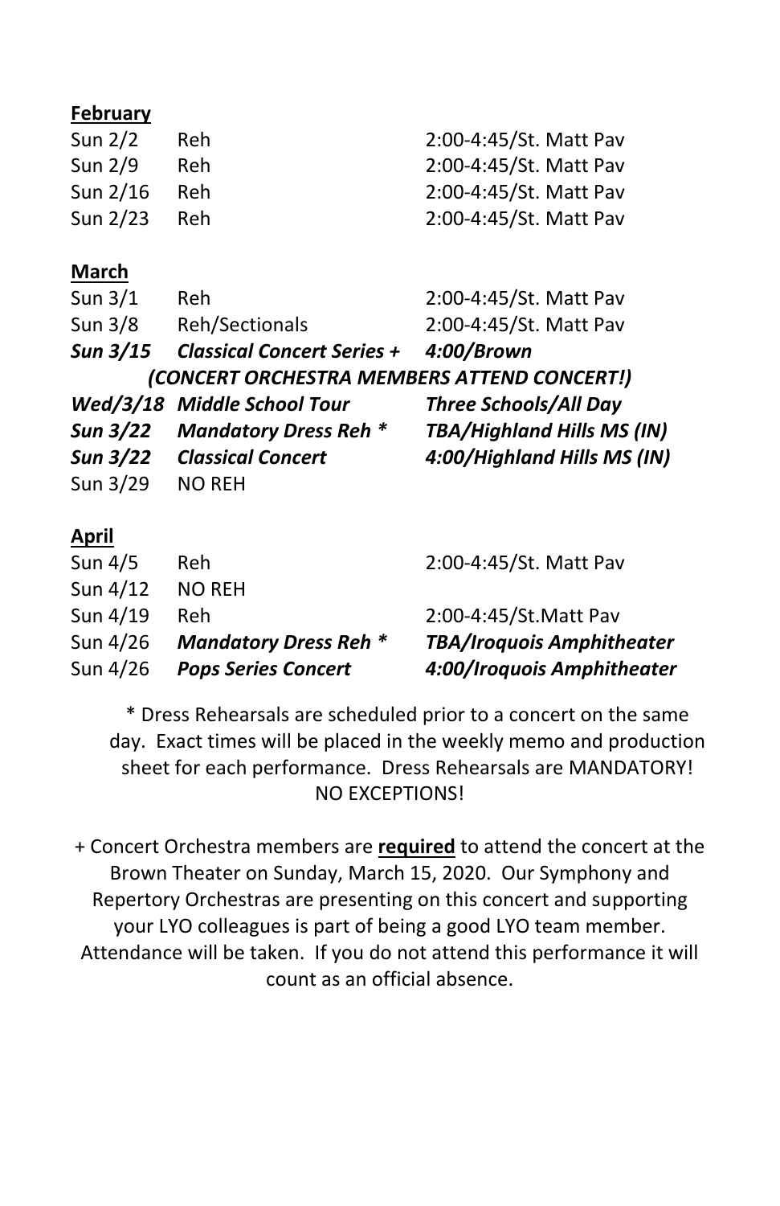**February**

| | | |
|---|---|---|
| Sun 2/2 | Reh | 2:00-4:45/St. Matt Pav |
| Sun 2/9 | Reh | 2:00-4:45/St. Matt Pav |
| Sun 2/16 | Reh | 2:00-4:45/St. Matt Pav |
| Sun 2/23 | Reh | 2:00-4:45/St. Matt Pav |

**March**

| | | |
|---|---|---|
| Sun 3/1 | Reh | 2:00-4:45/St. Matt Pav |
| Sun 3/8 | Reh/Sectionals | 2:00-4:45/St. Matt Pav |
| ***Sun 3/15*** | ***Classical Concert Series +*** | ***4:00/Brown*** |
| | ***(CONCERT ORCHESTRA MEMBERS ATTEND CONCERT!)*** | |
| ***Wed/3/18*** | ***Middle School Tour*** | ***Three Schools/All Day*** |
| ***Sun 3/22*** | ***Mandatory Dress Reh **** | ***TBA/Highland Hills MS (IN)*** |
| ***Sun 3/22*** | ***Classical Concert*** | ***4:00/Highland Hills MS (IN)*** |
| Sun 3/29 | NO REH | |

**April**

| | | |
|---|---|---|
| Sun 4/5 | Reh | 2:00-4:45/St. Matt Pav |
| Sun 4/12 | NO REH | |
| Sun 4/19 | Reh | 2:00-4:45/St.Matt Pav |
| Sun 4/26 | ***Mandatory Dress Reh **** | ***TBA/Iroquois Amphitheater*** |
| Sun 4/26 | ***Pops Series Concert*** | ***4:00/Iroquois Amphitheater*** |

* Dress Rehearsals are scheduled prior to a concert on the same day. Exact times will be placed in the weekly memo and production sheet for each performance. Dress Rehearsals are MANDATORY! NO EXCEPTIONS!

+ Concert Orchestra members are **required** to attend the concert at the Brown Theater on Sunday, March 15, 2020. Our Symphony and Repertory Orchestras are presenting on this concert and supporting your LYO colleagues is part of being a good LYO team member. Attendance will be taken. If you do not attend this performance it will count as an official absence.